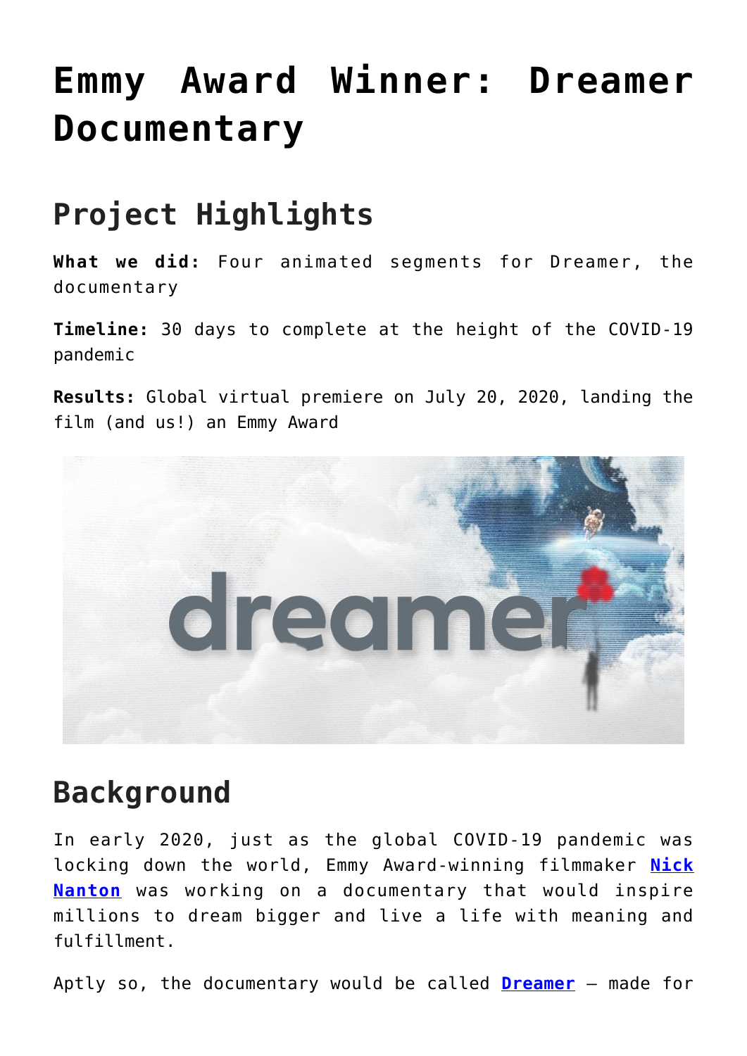# Emmy Award Winner: Dreamer Documentary

## Project Highlights

**What we did:** Four animated segments for Dreamer, the documentary

**Timeline:** 30 days to complete at the height of the COVID-19 pandemic

**Results:** Global virtual premiere on July 20, 2020, landing the film (and us!) an Emmy Award

## Background

In early 2020, just as the global COVID-19 pandemic was locking down the world, Emmy Award-winning filmmaker **Nick Nanton** was working on a documentary that would inspire millions to dream bigger and live a life with meaning and fulfillment.

Aptly so, the documentary would be called **Dreamer** – made for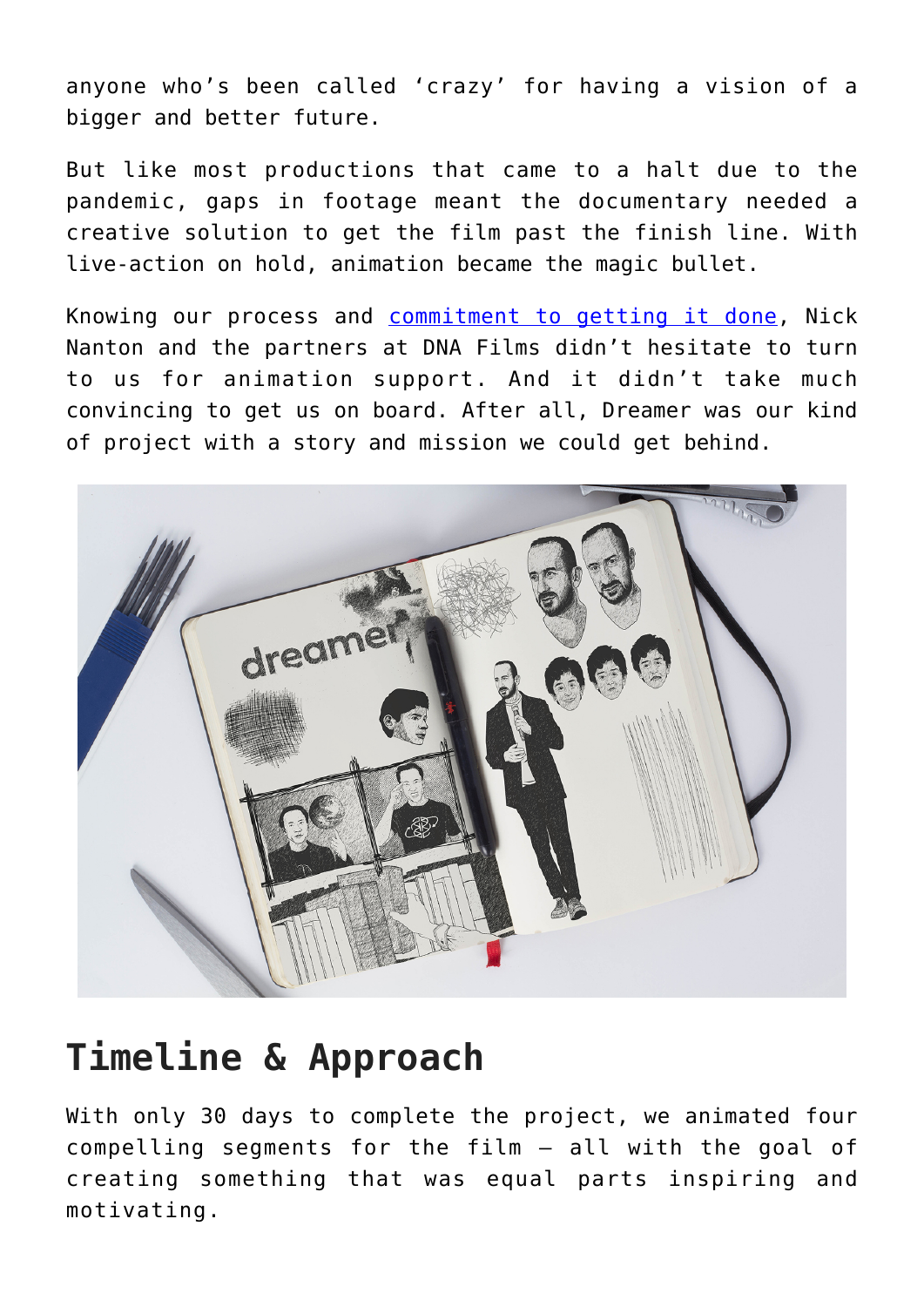anyone who's been called 'crazy' for having a vision of a bigger and better future.

But like most productions that came to a halt due to the pandemic, gaps in footage meant the documentary needed a creative solution to get the film past the finish line. With live-action on hold, animation became the magic bullet.

Knowing our process and commitment to getting it done, Nick Nanton and the partners at DNA Films didn't hesitate to turn to us for animation support. And it didn't take much convincing to get us on board. After all, Dreamer was our kind of project with a story and mission we could get behind.

## Timeline & Approach

With only 30 days to complete the project, we animated four compelling segments for the film – all with the goal of creating something that was equal parts inspiring and motivating.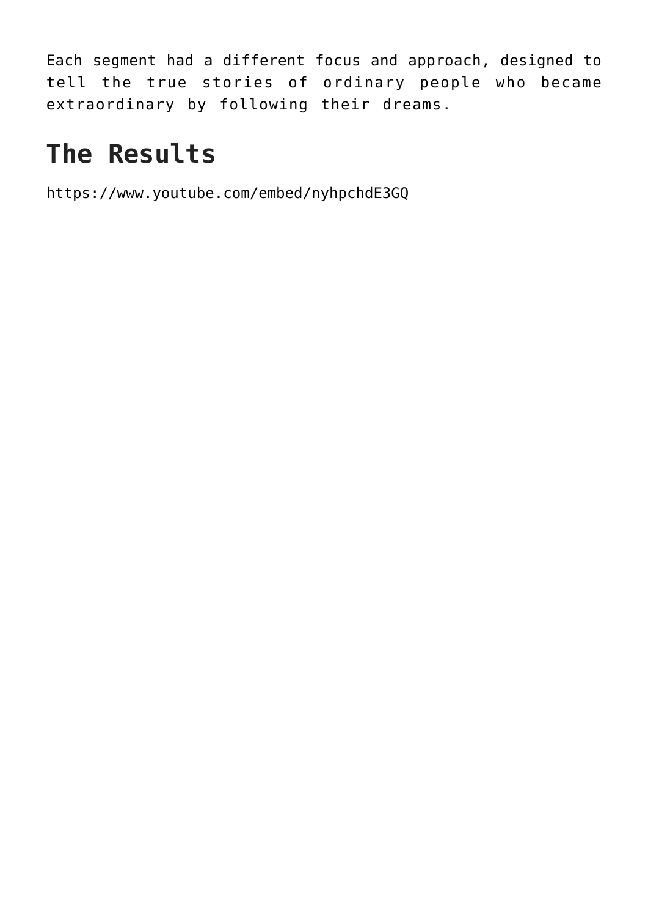Each segment had a different focus and approach, designed to tell the true stories of ordinary people who became extraordinary by following their dreams.

## The Results

https://www.youtube.com/embed/nyhpchdE3GQ